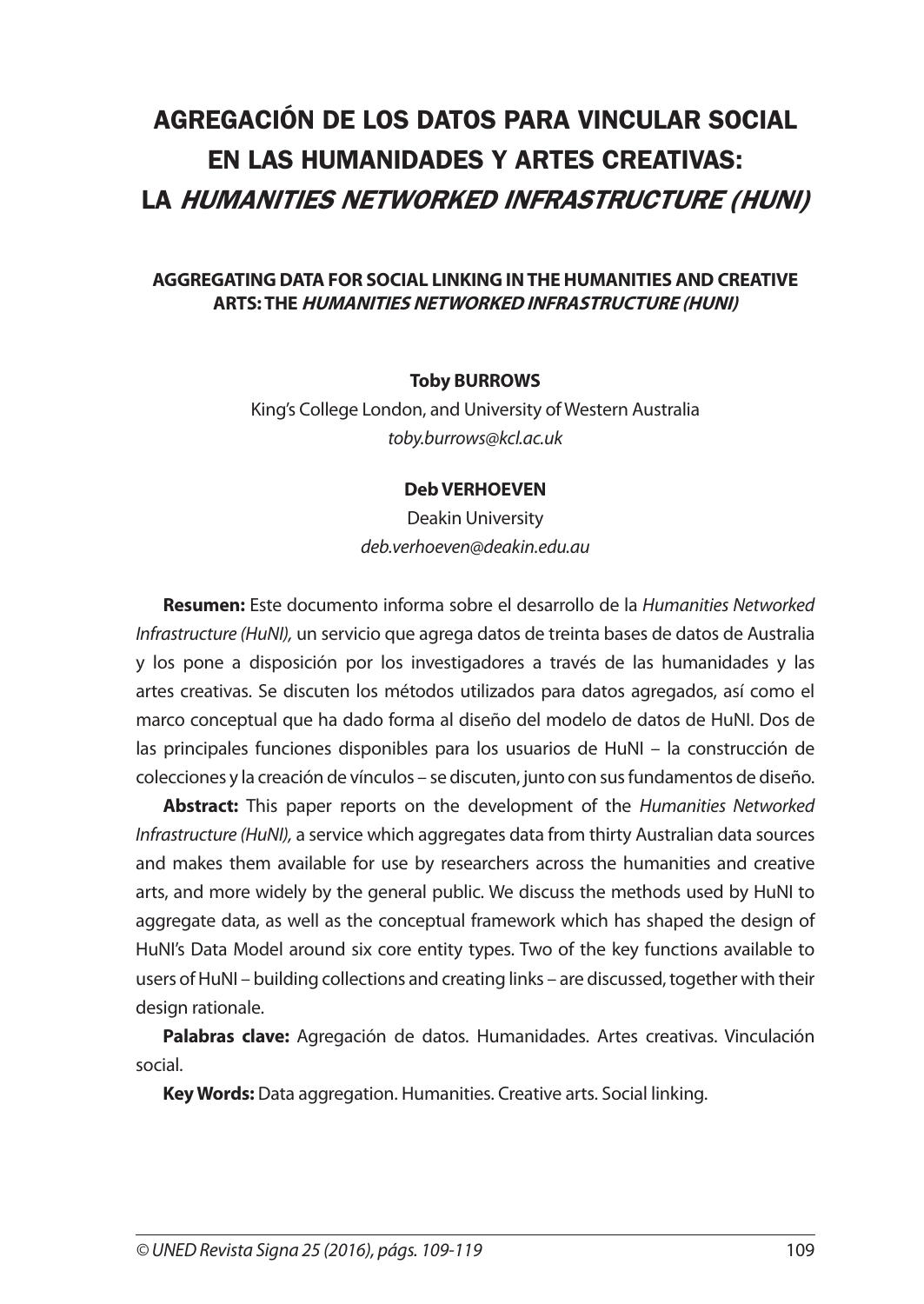# AGREGACIÓN DE LOS DATOS PARA VINCULAR SOCIAL EN LAS HUMANIDADES Y ARTES CREATIVAS: LA *HUMANITIES NETWORKED INFRASTRUCTURE (HUNI)*

## AGGREGATING DATA FOR SOCIAL LINKING IN THE HUMANITIES AND CREATIVE ARTS: THE *HUMANITIES NETWORKED INFRASTRUCTURE (HUNI)*

**Toby BURROWS**

King's College London, and University of Western Australia

*toby.burrows@kcl.ac.uk*

**Deb VERHOEVEN**

Deakin University

*deb.verhoeven@deakin.edu.au*

**Resumen:** Este documento informa sobre el desarrollo de la *Humanities Networked Infrastructure (HuNI),* un servicio que agrega datos de treinta bases de datos de Australia y los pone a disposición por los investigadores a través de las humanidades y las artes creativas. Se discuten los métodos utilizados para datos agregados, así como el marco conceptual que ha dado forma al diseño del modelo de datos de HuNI. Dos de las principales funciones disponibles para los usuarios de HuNI – la construcción de colecciones y la creación de vínculos – se discuten, junto con sus fundamentos de diseño.

**Abstract:** This paper reports on the development of the *Humanities Networked Infrastructure (HuNI),* a service which aggregates data from thirty Australian data sources and makes them available for use by researchers across the humanities and creative arts, and more widely by the general public. We discuss the methods used by HuNI to aggregate data, as well as the conceptual framework which has shaped the design of HuNI's Data Model around six core entity types. Two of the key functions available to users of HuNI – building collections and creating links – are discussed, together with their design rationale.

**Palabras clave:** Agregación de datos. Humanidades. Artes creativas. Vinculación social.

**Key Words:** Data aggregation. Humanities. Creative arts. Social linking.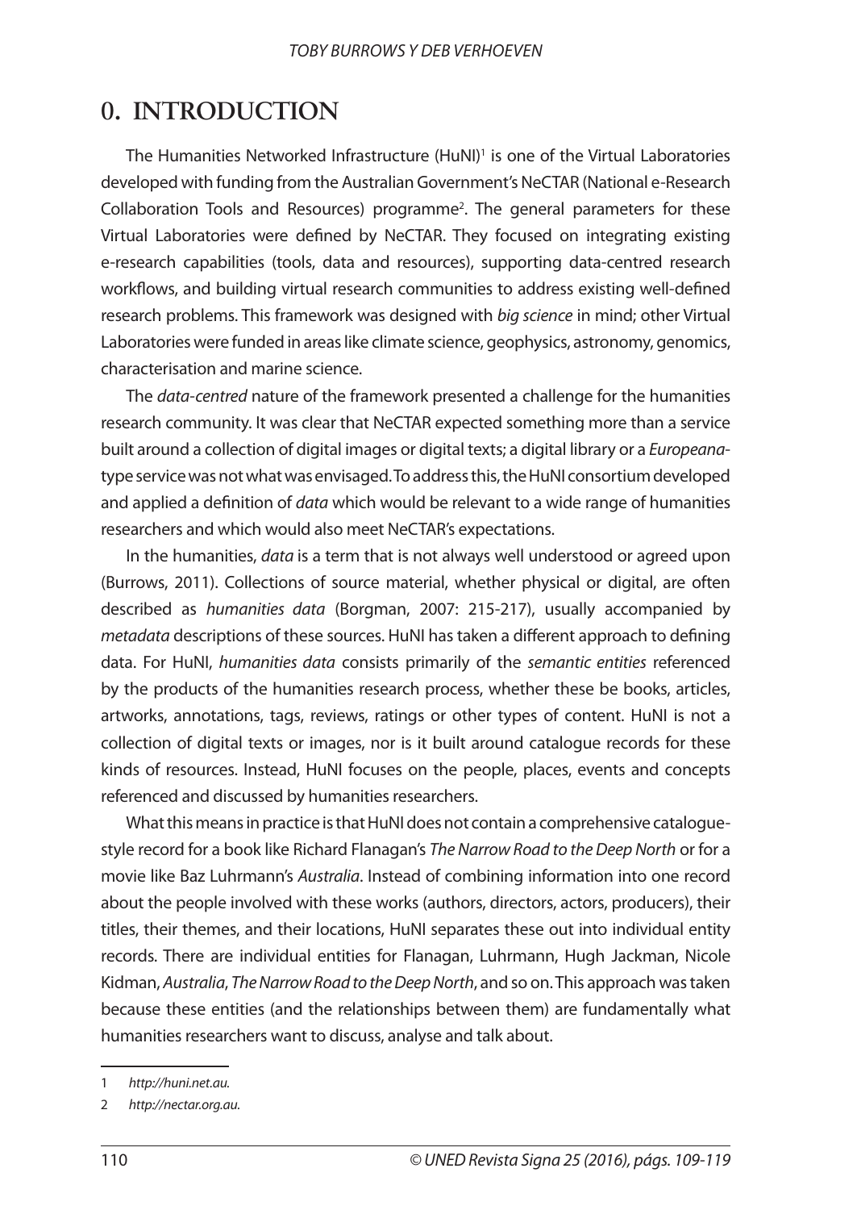# 0. INTRODUCTION

The Humanities Networked Infrastructure (HuNI)[1] is one of the Virtual Laboratories developed with funding from the Australian Government's NeCTAR (National e-Research Collaboration Tools and Resources) programme[2]. The general parameters for these Virtual Laboratories were defined by NeCTAR. They focused on integrating existing e-research capabilities (tools, data and resources), supporting data-centred research workflows, and building virtual research communities to address existing well-defined research problems. This framework was designed with *big science* in mind; other Virtual Laboratories were funded in areas like climate science, geophysics, astronomy, genomics, characterisation and marine science.

The *data-centred* nature of the framework presented a challenge for the humanities research community. It was clear that NeCTAR expected something more than a service built around a collection of digital images or digital texts; a digital library or a *Europeana*-type service was not what was envisaged. To address this, the HuNI consortium developed and applied a definition of *data* which would be relevant to a wide range of humanities researchers and which would also meet NeCTAR's expectations.

In the humanities, *data* is a term that is not always well understood or agreed upon (Burrows, 2011). Collections of source material, whether physical or digital, are often described as *humanities data* (Borgman, 2007: 215-217), usually accompanied by *metadata* descriptions of these sources. HuNI has taken a different approach to defining data. For HuNI, *humanities data* consists primarily of the *semantic entities* referenced by the products of the humanities research process, whether these be books, articles, artworks, annotations, tags, reviews, ratings or other types of content. HuNI is not a collection of digital texts or images, nor is it built around catalogue records for these kinds of resources. Instead, HuNI focuses on the people, places, events and concepts referenced and discussed by humanities researchers.

What this means in practice is that HuNI does not contain a comprehensive catalogue-style record for a book like Richard Flanagan's *The Narrow Road to the Deep North* or for a movie like Baz Luhrmann's *Australia*. Instead of combining information into one record about the people involved with these works (authors, directors, actors, producers), their titles, their themes, and their locations, HuNI separates these out into individual entity records. There are individual entities for Flanagan, Luhrmann, Hugh Jackman, Nicole Kidman, *Australia*, *The Narrow Road to the Deep North*, and so on. This approach was taken because these entities (and the relationships between them) are fundamentally what humanities researchers want to discuss, analyse and talk about.

---

1 *http://huni.net.au.*

2 *http://nectar.org.au.*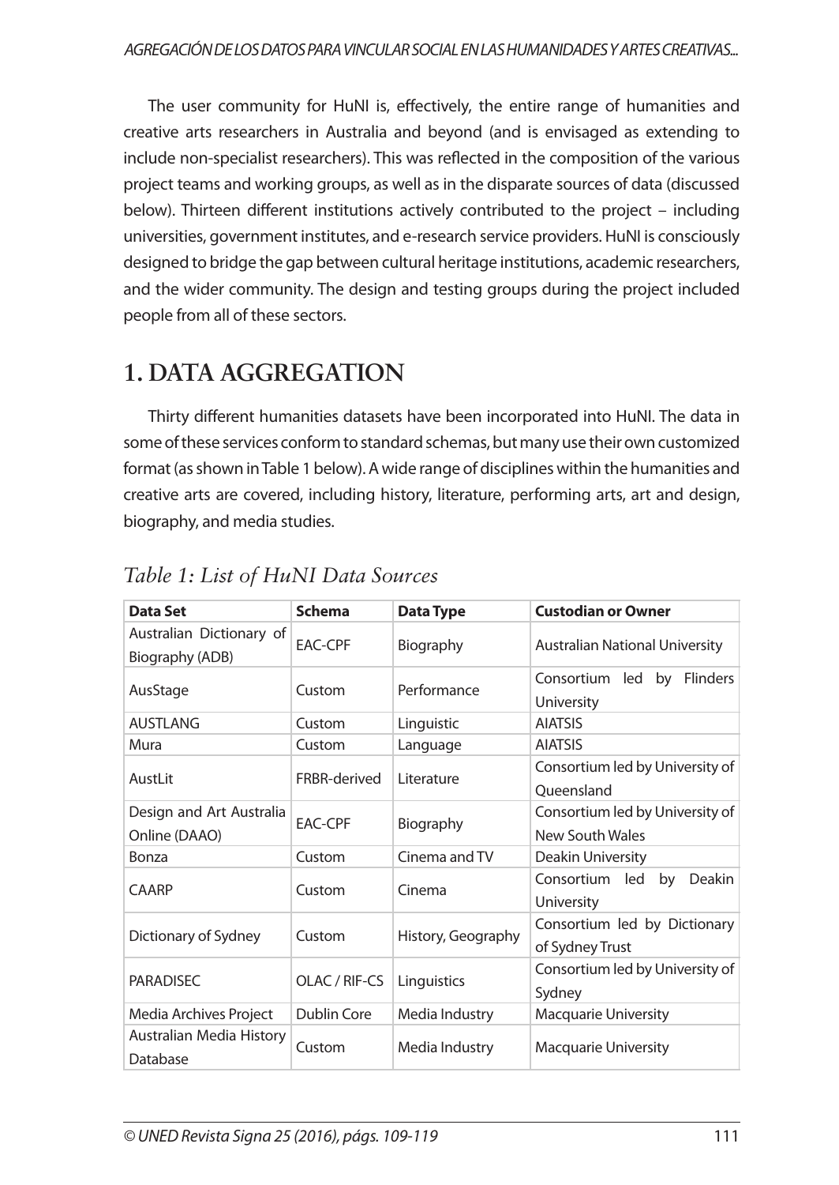The user community for HuNI is, effectively, the entire range of humanities and creative arts researchers in Australia and beyond (and is envisaged as extending to include non-specialist researchers). This was reflected in the composition of the various project teams and working groups, as well as in the disparate sources of data (discussed below). Thirteen different institutions actively contributed to the project – including universities, government institutes, and e-research service providers. HuNI is consciously designed to bridge the gap between cultural heritage institutions, academic researchers, and the wider community. The design and testing groups during the project included people from all of these sectors.

## 1. DATA AGGREGATION

Thirty different humanities datasets have been incorporated into HuNI. The data in some of these services conform to standard schemas, but many use their own customized format (as shown in Table 1 below). A wide range of disciplines within the humanities and creative arts are covered, including history, literature, performing arts, art and design, biography, and media studies.

*Table 1: List of HuNI Data Sources*

| Data Set | Schema | Data Type | Custodian or Owner |
|---|---|---|---|
| Australian Dictionary of Biography (ADB) | EAC-CPF | Biography | Australian National University |
| AusStage | Custom | Performance | Consortium led by Flinders University |
| AUSTLANG | Custom | Linguistic | AIATSIS |
| Mura | Custom | Language | AIATSIS |
| AustLit | FRBR-derived | Literature | Consortium led by University of Queensland |
| Design and Art Australia Online (DAAO) | EAC-CPF | Biography | Consortium led by University of New South Wales |
| Bonza | Custom | Cinema and TV | Deakin University |
| CAARP | Custom | Cinema | Consortium led by Deakin University |
| Dictionary of Sydney | Custom | History, Geography | Consortium led by Dictionary of Sydney Trust |
| PARADISEC | OLAC / RIF-CS | Linguistics | Consortium led by University of Sydney |
| Media Archives Project | Dublin Core | Media Industry | Macquarie University |
| Australian Media History Database | Custom | Media Industry | Macquarie University |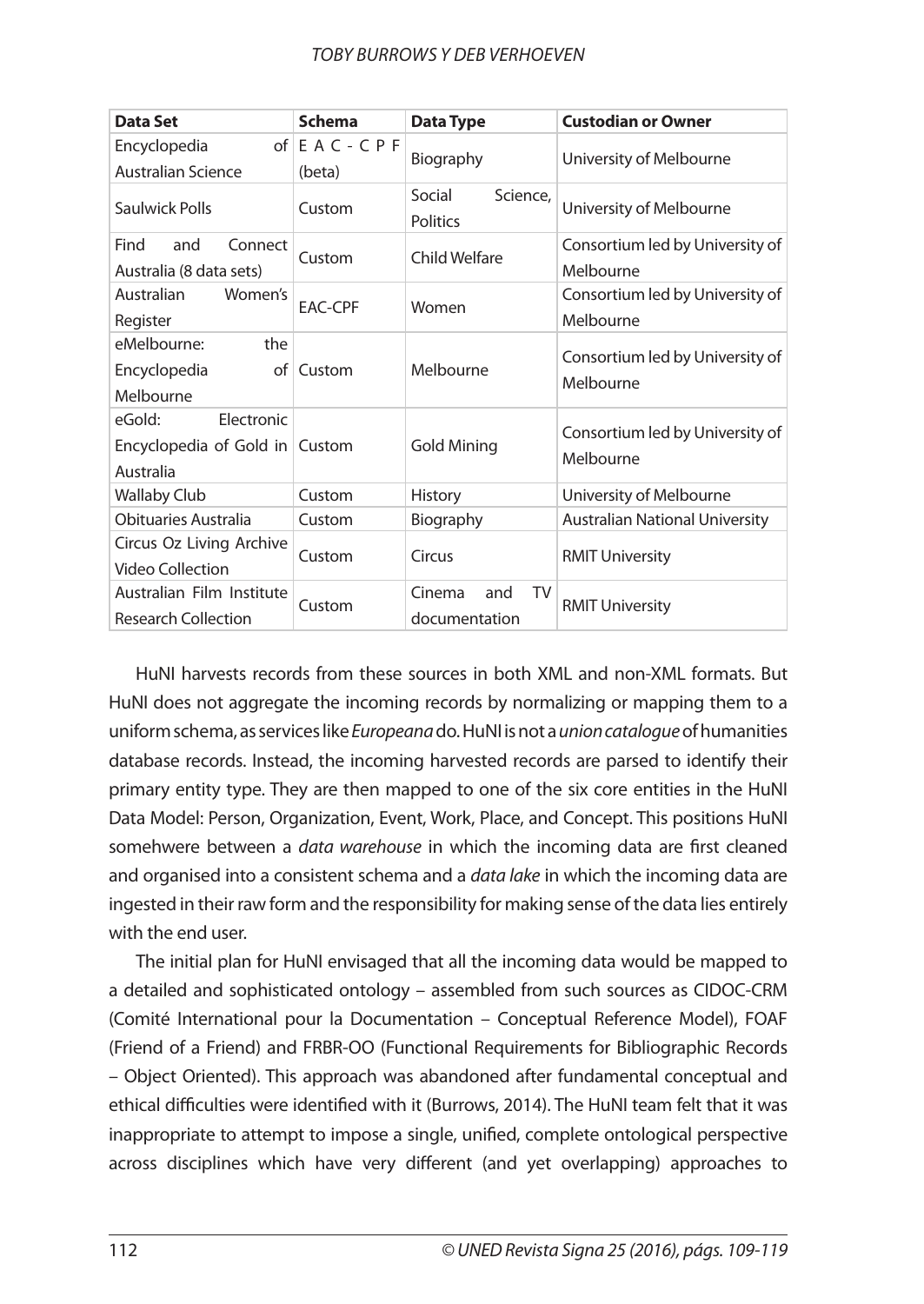| Data Set | Schema | Data Type | Custodian or Owner |
|---|---|---|---|
| Encyclopedia of Australian Science | EAC-CPF (beta) | Biography | University of Melbourne |
| Saulwick Polls | Custom | Social Science, Politics | University of Melbourne |
| Find and Connect Australia (8 data sets) | Custom | Child Welfare | Consortium led by University of Melbourne |
| Australian Women's Register | EAC-CPF | Women | Consortium led by University of Melbourne |
| eMelbourne: the Encyclopedia of Melbourne | Custom | Melbourne | Consortium led by University of Melbourne |
| eGold: Electronic Encyclopedia of Gold in Australia | Custom | Gold Mining | Consortium led by University of Melbourne |
| Wallaby Club | Custom | History | University of Melbourne |
| Obituaries Australia | Custom | Biography | Australian National University |
| Circus Oz Living Archive Video Collection | Custom | Circus | RMIT University |
| Australian Film Institute Research Collection | Custom | Cinema and TV documentation | RMIT University |

HuNI harvests records from these sources in both XML and non-XML formats. But HuNI does not aggregate the incoming records by normalizing or mapping them to a uniform schema, as services like *Europeana* do. HuNI is not a *union catalogue* of humanities database records. Instead, the incoming harvested records are parsed to identify their primary entity type. They are then mapped to one of the six core entities in the HuNI Data Model: Person, Organization, Event, Work, Place, and Concept. This positions HuNI somehwere between a *data warehouse* in which the incoming data are first cleaned and organised into a consistent schema and a *data lake* in which the incoming data are ingested in their raw form and the responsibility for making sense of the data lies entirely with the end user.

The initial plan for HuNI envisaged that all the incoming data would be mapped to a detailed and sophisticated ontology – assembled from such sources as CIDOC-CRM (Comité International pour la Documentation – Conceptual Reference Model), FOAF (Friend of a Friend) and FRBR-OO (Functional Requirements for Bibliographic Records – Object Oriented). This approach was abandoned after fundamental conceptual and ethical difficulties were identified with it (Burrows, 2014). The HuNI team felt that it was inappropriate to attempt to impose a single, unified, complete ontological perspective across disciplines which have very different (and yet overlapping) approaches to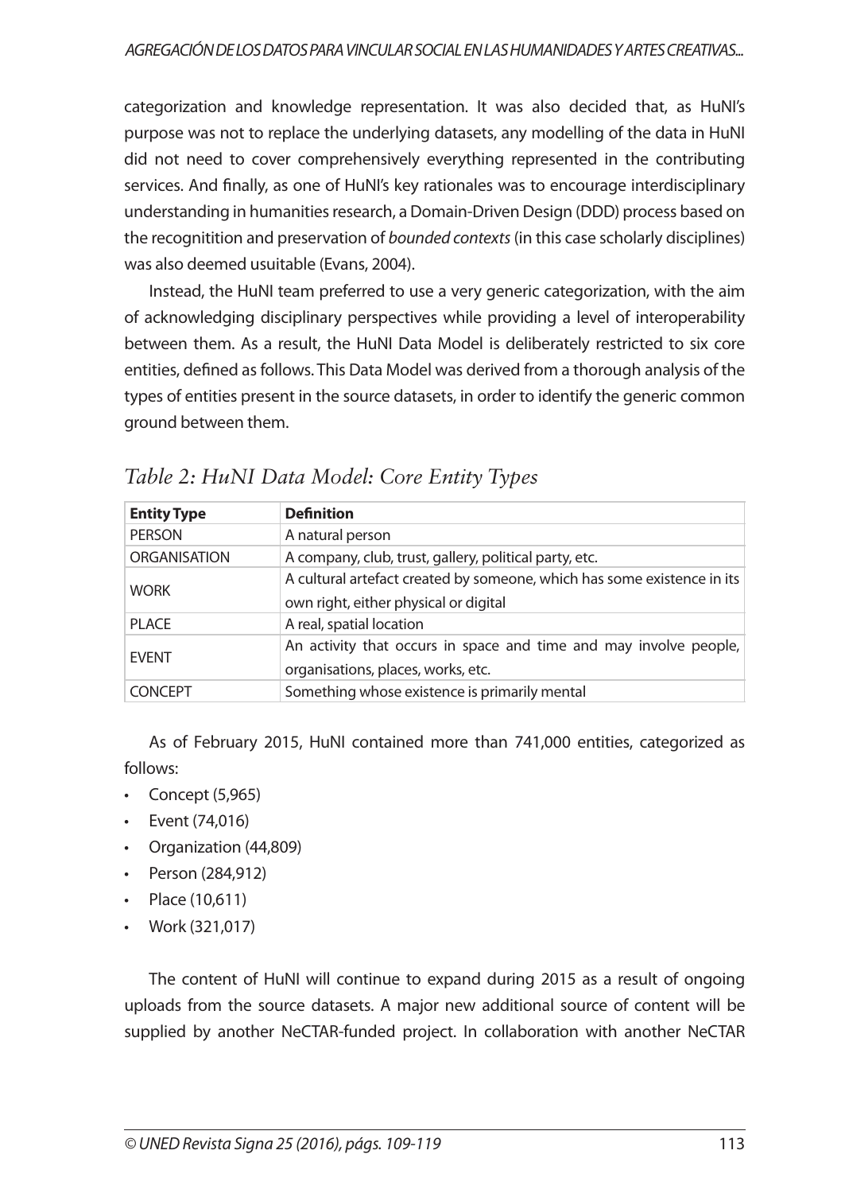categorization and knowledge representation. It was also decided that, as HuNI's purpose was not to replace the underlying datasets, any modelling of the data in HuNI did not need to cover comprehensively everything represented in the contributing services. And finally, as one of HuNI's key rationales was to encourage interdisciplinary understanding in humanities research, a Domain-Driven Design (DDD) process based on the recognitition and preservation of *bounded contexts* (in this case scholarly disciplines) was also deemed usuitable (Evans, 2004).

Instead, the HuNI team preferred to use a very generic categorization, with the aim of acknowledging disciplinary perspectives while providing a level of interoperability between them. As a result, the HuNI Data Model is deliberately restricted to six core entities, defined as follows. This Data Model was derived from a thorough analysis of the types of entities present in the source datasets, in order to identify the generic common ground between them.

*Table 2: HuNI Data Model: Core Entity Types*

| Entity Type | Definition |
|---|---|
| PERSON | A natural person |
| ORGANISATION | A company, club, trust, gallery, political party, etc. |
| WORK | A cultural artefact created by someone, which has some existence in its own right, either physical or digital |
| PLACE | A real, spatial location |
| EVENT | An activity that occurs in space and time and may involve people, organisations, places, works, etc. |
| CONCEPT | Something whose existence is primarily mental |

As of February 2015, HuNI contained more than 741,000 entities, categorized as follows:

- Concept (5,965)
- Event (74,016)
- Organization (44,809)
- Person (284,912)
- Place (10,611)
- Work (321,017)

The content of HuNI will continue to expand during 2015 as a result of ongoing uploads from the source datasets. A major new additional source of content will be supplied by another NeCTAR-funded project. In collaboration with another NeCTAR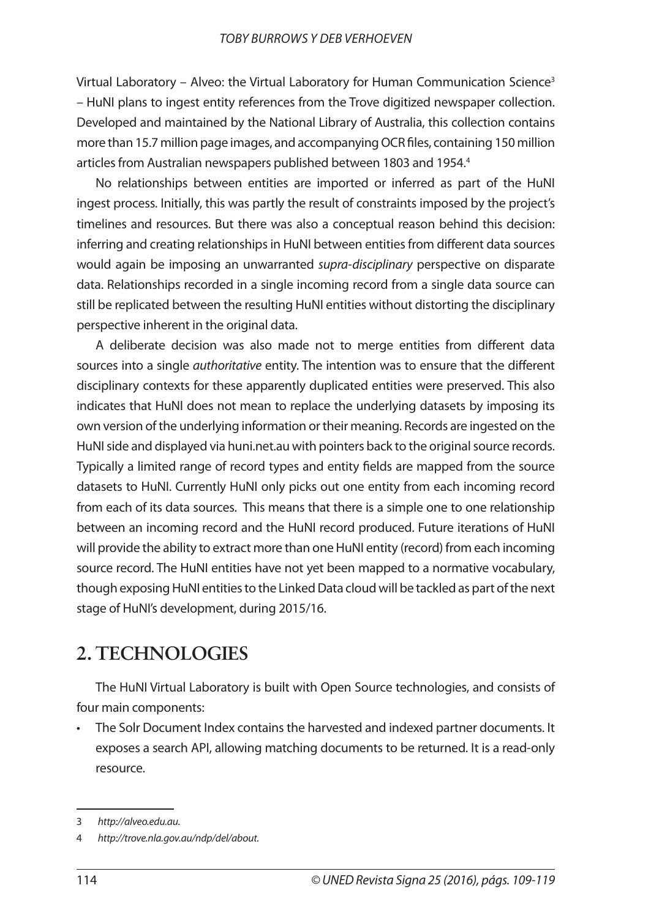Virtual Laboratory – Alveo: the Virtual Laboratory for Human Communication Science[3] – HuNI plans to ingest entity references from the Trove digitized newspaper collection. Developed and maintained by the National Library of Australia, this collection contains more than 15.7 million page images, and accompanying OCR files, containing 150 million articles from Australian newspapers published between 1803 and 1954.[4]

No relationships between entities are imported or inferred as part of the HuNI ingest process. Initially, this was partly the result of constraints imposed by the project's timelines and resources. But there was also a conceptual reason behind this decision: inferring and creating relationships in HuNI between entities from different data sources would again be imposing an unwarranted *supra-disciplinary* perspective on disparate data. Relationships recorded in a single incoming record from a single data source can still be replicated between the resulting HuNI entities without distorting the disciplinary perspective inherent in the original data.

A deliberate decision was also made not to merge entities from different data sources into a single *authoritative* entity. The intention was to ensure that the different disciplinary contexts for these apparently duplicated entities were preserved. This also indicates that HuNI does not mean to replace the underlying datasets by imposing its own version of the underlying information or their meaning. Records are ingested on the HuNI side and displayed via huni.net.au with pointers back to the original source records. Typically a limited range of record types and entity fields are mapped from the source datasets to HuNI. Currently HuNI only picks out one entity from each incoming record from each of its data sources. This means that there is a simple one to one relationship between an incoming record and the HuNI record produced. Future iterations of HuNI will provide the ability to extract more than one HuNI entity (record) from each incoming source record. The HuNI entities have not yet been mapped to a normative vocabulary, though exposing HuNI entities to the Linked Data cloud will be tackled as part of the next stage of HuNI's development, during 2015/16.

## 2. TECHNOLOGIES

The HuNI Virtual Laboratory is built with Open Source technologies, and consists of four main components:

- The Solr Document Index contains the harvested and indexed partner documents. It exposes a search API, allowing matching documents to be returned. It is a read-only resource.

---

3 *http://alveo.edu.au.*

4 *http://trove.nla.gov.au/ndp/del/about.*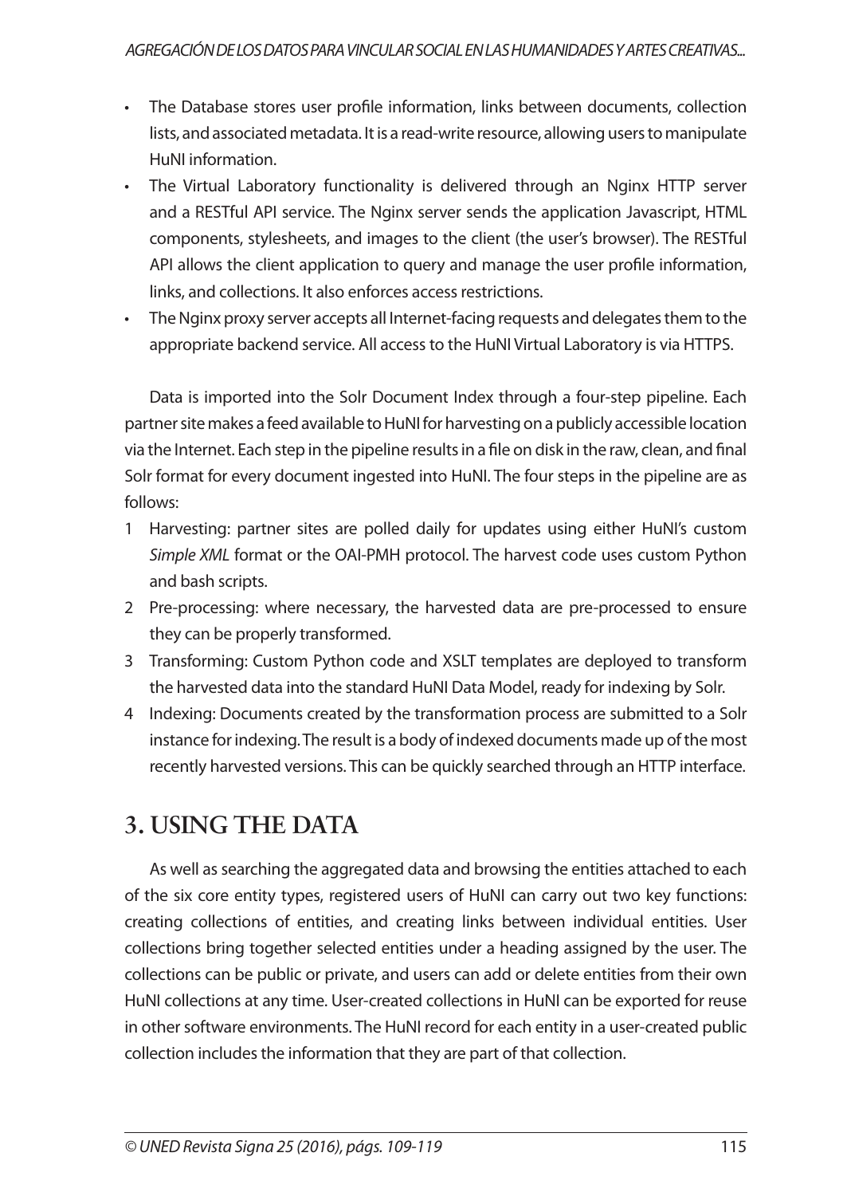- The Database stores user profile information, links between documents, collection lists, and associated metadata. It is a read-write resource, allowing users to manipulate HuNI information.
- The Virtual Laboratory functionality is delivered through an Nginx HTTP server and a RESTful API service. The Nginx server sends the application Javascript, HTML components, stylesheets, and images to the client (the user's browser). The RESTful API allows the client application to query and manage the user profile information, links, and collections. It also enforces access restrictions.
- The Nginx proxy server accepts all Internet-facing requests and delegates them to the appropriate backend service. All access to the HuNI Virtual Laboratory is via HTTPS.

Data is imported into the Solr Document Index through a four-step pipeline. Each partner site makes a feed available to HuNI for harvesting on a publicly accessible location via the Internet. Each step in the pipeline results in a file on disk in the raw, clean, and final Solr format for every document ingested into HuNI. The four steps in the pipeline are as follows:

1. Harvesting: partner sites are polled daily for updates using either HuNI's custom *Simple XML* format or the OAI-PMH protocol. The harvest code uses custom Python and bash scripts.
2. Pre-processing: where necessary, the harvested data are pre-processed to ensure they can be properly transformed.
3. Transforming: Custom Python code and XSLT templates are deployed to transform the harvested data into the standard HuNI Data Model, ready for indexing by Solr.
4. Indexing: Documents created by the transformation process are submitted to a Solr instance for indexing. The result is a body of indexed documents made up of the most recently harvested versions. This can be quickly searched through an HTTP interface.

## 3. USING THE DATA

As well as searching the aggregated data and browsing the entities attached to each of the six core entity types, registered users of HuNI can carry out two key functions: creating collections of entities, and creating links between individual entities. User collections bring together selected entities under a heading assigned by the user. The collections can be public or private, and users can add or delete entities from their own HuNI collections at any time. User-created collections in HuNI can be exported for reuse in other software environments. The HuNI record for each entity in a user-created public collection includes the information that they are part of that collection.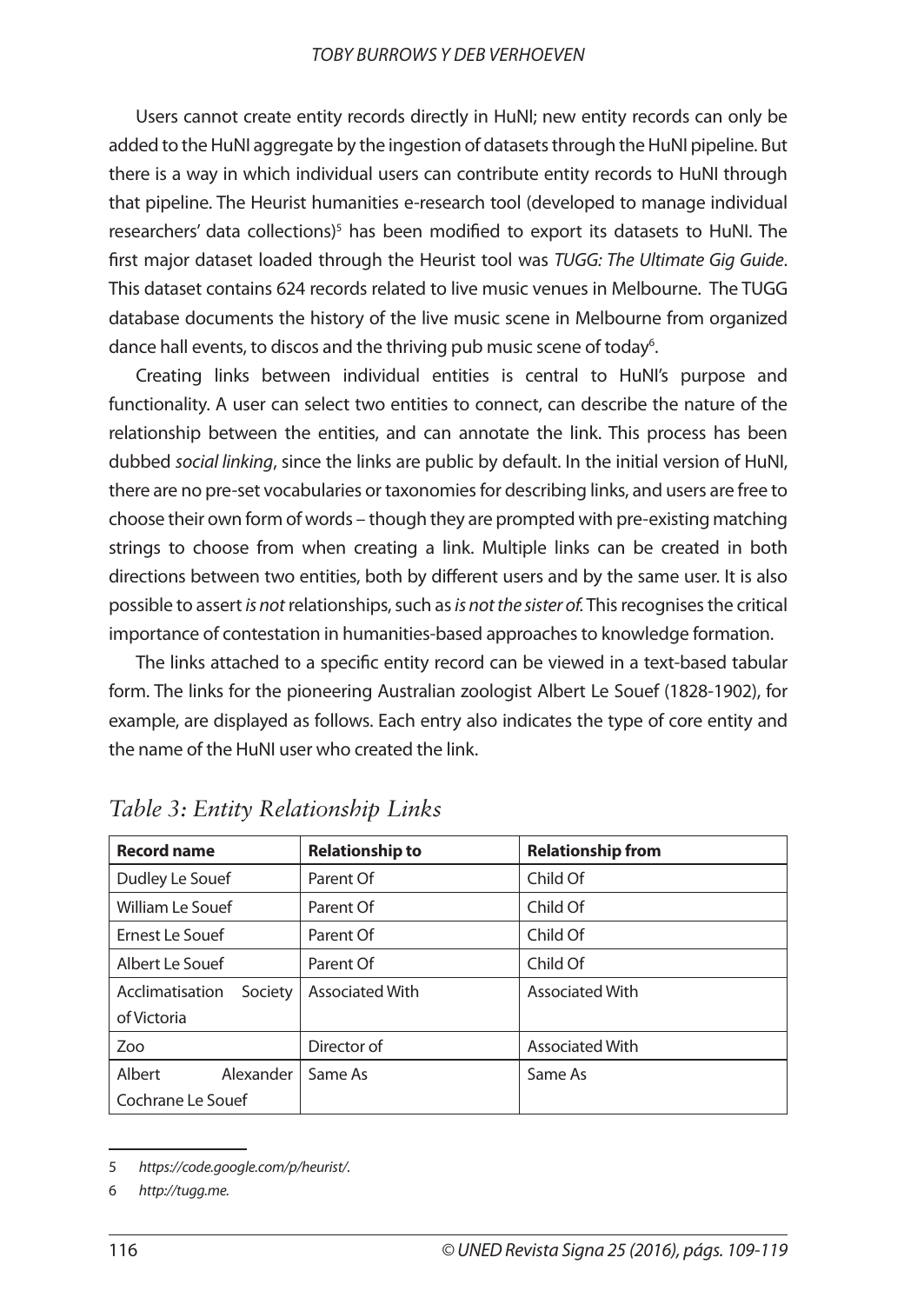Users cannot create entity records directly in HuNI; new entity records can only be added to the HuNI aggregate by the ingestion of datasets through the HuNI pipeline. But there is a way in which individual users can contribute entity records to HuNI through that pipeline. The Heurist humanities e-research tool (developed to manage individual researchers' data collections)[5] has been modified to export its datasets to HuNI. The first major dataset loaded through the Heurist tool was *TUGG: The Ultimate Gig Guide*. This dataset contains 624 records related to live music venues in Melbourne. The TUGG database documents the history of the live music scene in Melbourne from organized dance hall events, to discos and the thriving pub music scene of today[6].

Creating links between individual entities is central to HuNI's purpose and functionality. A user can select two entities to connect, can describe the nature of the relationship between the entities, and can annotate the link. This process has been dubbed *social linking*, since the links are public by default. In the initial version of HuNI, there are no pre-set vocabularies or taxonomies for describing links, and users are free to choose their own form of words – though they are prompted with pre-existing matching strings to choose from when creating a link. Multiple links can be created in both directions between two entities, both by different users and by the same user. It is also possible to assert *is not* relationships, such as *is not the sister of.* This recognises the critical importance of contestation in humanities-based approaches to knowledge formation.

The links attached to a specific entity record can be viewed in a text-based tabular form. The links for the pioneering Australian zoologist Albert Le Souef (1828-1902), for example, are displayed as follows. Each entry also indicates the type of core entity and the name of the HuNI user who created the link.

*Table 3: Entity Relationship Links*

| Record name | Relationship to | Relationship from |
|---|---|---|
| Dudley Le Souef | Parent Of | Child Of |
| William Le Souef | Parent Of | Child Of |
| Ernest Le Souef | Parent Of | Child Of |
| Albert Le Souef | Parent Of | Child Of |
| Acclimatisation Society of Victoria | Associated With | Associated With |
| Zoo | Director of | Associated With |
| Albert Alexander Cochrane Le Souef | Same As | Same As |

---

5 *https://code.google.com/p/heurist/*.

6 *http://tugg.me.*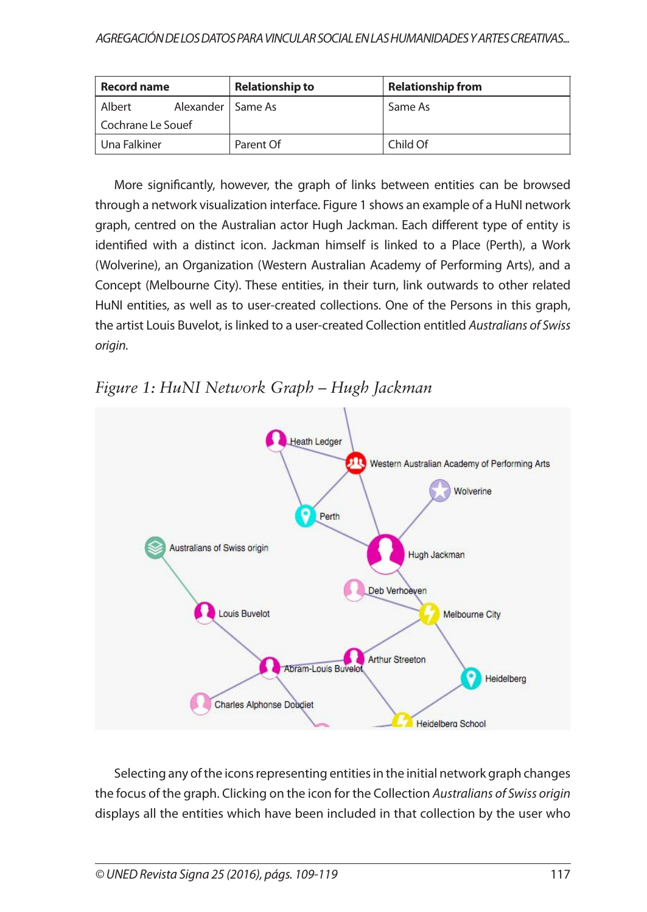| Record name | Relationship to | Relationship from |
|---|---|---|
| Albert Alexander Cochrane Le Souef | Same As | Same As |
| Una Falkiner | Parent Of | Child Of |

More significantly, however, the graph of links between entities can be browsed through a network visualization interface. Figure 1 shows an example of a HuNI network graph, centred on the Australian actor Hugh Jackman. Each different type of entity is identified with a distinct icon. Jackman himself is linked to a Place (Perth), a Work (Wolverine), an Organization (Western Australian Academy of Performing Arts), and a Concept (Melbourne City). These entities, in their turn, link outwards to other related HuNI entities, as well as to user-created collections. One of the Persons in this graph, the artist Louis Buvelot, is linked to a user-created Collection entitled *Australians of Swiss origin*.

*Figure 1: HuNI Network Graph – Hugh Jackman*

Selecting any of the icons representing entities in the initial network graph changes the focus of the graph. Clicking on the icon for the Collection *Australians of Swiss origin* displays all the entities which have been included in that collection by the user who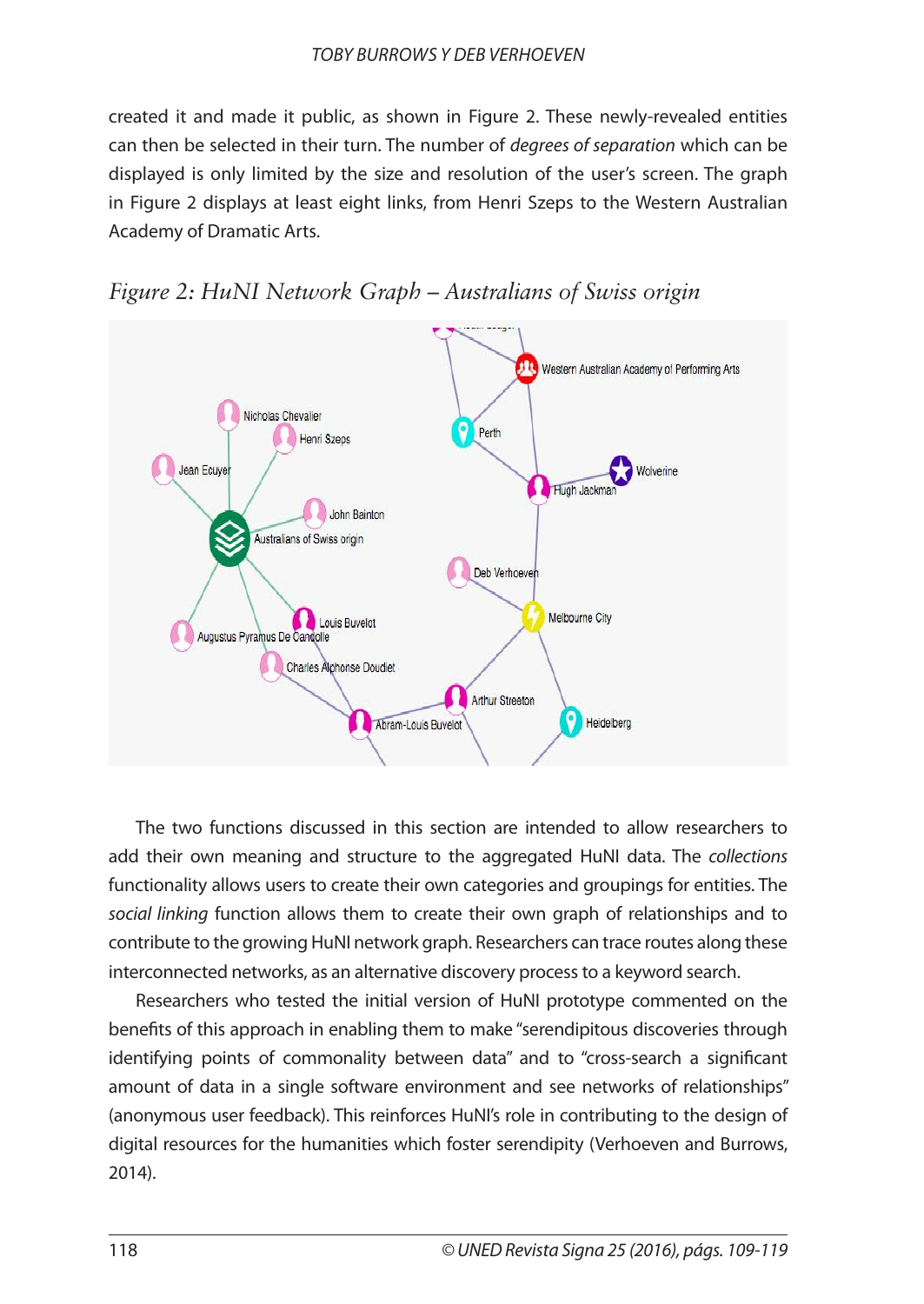created it and made it public, as shown in Figure 2. These newly-revealed entities can then be selected in their turn. The number of *degrees of separation* which can be displayed is only limited by the size and resolution of the user's screen. The graph in Figure 2 displays at least eight links, from Henri Szeps to the Western Australian Academy of Dramatic Arts.

*Figure 2: HuNI Network Graph – Australians of Swiss origin*

The two functions discussed in this section are intended to allow researchers to add their own meaning and structure to the aggregated HuNI data. The *collections* functionality allows users to create their own categories and groupings for entities. The *social linking* function allows them to create their own graph of relationships and to contribute to the growing HuNI network graph. Researchers can trace routes along these interconnected networks, as an alternative discovery process to a keyword search.

Researchers who tested the initial version of HuNI prototype commented on the benefits of this approach in enabling them to make "serendipitous discoveries through identifying points of commonality between data" and to "cross-search a significant amount of data in a single software environment and see networks of relationships" (anonymous user feedback). This reinforces HuNI's role in contributing to the design of digital resources for the humanities which foster serendipity (Verhoeven and Burrows, 2014).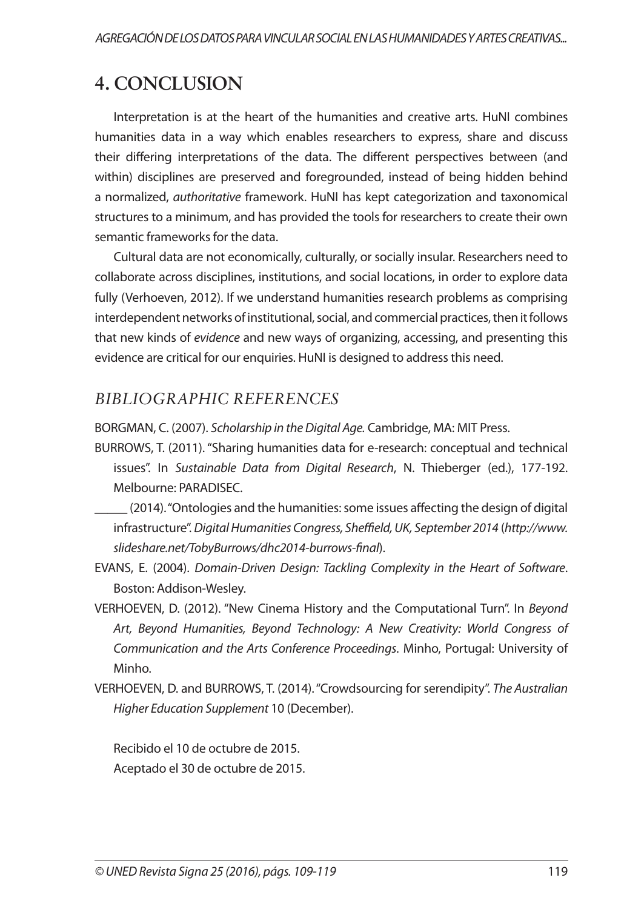## 4. CONCLUSION

Interpretation is at the heart of the humanities and creative arts. HuNI combines humanities data in a way which enables researchers to express, share and discuss their differing interpretations of the data. The different perspectives between (and within) disciplines are preserved and foregrounded, instead of being hidden behind a normalized, *authoritative* framework. HuNI has kept categorization and taxonomical structures to a minimum, and has provided the tools for researchers to create their own semantic frameworks for the data.

Cultural data are not economically, culturally, or socially insular. Researchers need to collaborate across disciplines, institutions, and social locations, in order to explore data fully (Verhoeven, 2012). If we understand humanities research problems as comprising interdependent networks of institutional, social, and commercial practices, then it follows that new kinds of *evidence* and new ways of organizing, accessing, and presenting this evidence are critical for our enquiries. HuNI is designed to address this need.

### *BIBLIOGRAPHIC REFERENCES*

BORGMAN, C. (2007). *Scholarship in the Digital Age.* Cambridge, MA: MIT Press.

BURROWS, T. (2011). "Sharing humanities data for e-research: conceptual and technical issues". In *Sustainable Data from Digital Research*, N. Thieberger (ed.), 177-192. Melbourne: PARADISEC.

_____ (2014). "Ontologies and the humanities: some issues affecting the design of digital infrastructure". *Digital Humanities Congress, Sheffield, UK, September 2014* (*http://www.slideshare.net/TobyBurrows/dhc2014-burrows-final*).

EVANS, E. (2004). *Domain-Driven Design: Tackling Complexity in the Heart of Software*. Boston: Addison-Wesley.

VERHOEVEN, D. (2012). "New Cinema History and the Computational Turn". In *Beyond Art, Beyond Humanities, Beyond Technology: A New Creativity: World Congress of Communication and the Arts Conference Proceedings*. Minho, Portugal: University of Minho.

VERHOEVEN, D. and BURROWS, T. (2014). "Crowdsourcing for serendipity". *The Australian Higher Education Supplement* 10 (December).

Recibido el 10 de octubre de 2015.
Aceptado el 30 de octubre de 2015.